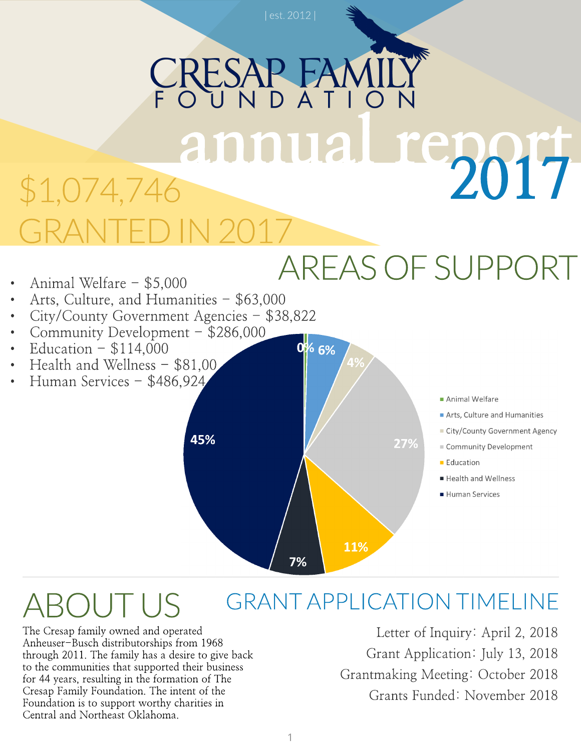| est. 2012 |

# CRESAP FAMILY FOUNDATION

# annual report 2017

## $1,074,746 GRANTED IN 2017

## AREAS OF SUPPORT

- Animal Welfare – $5,000
- Arts, Culture, and Humanities – $63,000
- City/County Government Agencies – $38,822
- Community Development – $286,000
- Education – $114,000
- Health and Wellness – $81,00
- Human Services – $486,924

| Area | Percentage |
|---|---|
| Animal Welfare | 0% |
| Arts, Culture and Humanities | 6% |
| City/County Government Agency | 4% |
| Community Development | 27% |
| Education | 11% |
| Health and Wellness | 7% |
| Human Services | 45% |

## ABOUT US

The Cresap family owned and operated Anheuser-Busch distributorships from 1968 through 2011. The family has a desire to give back to the communities that supported their business for 44 years, resulting in the formation of The Cresap Family Foundation. The intent of the Foundation is to support worthy charities in Central and Northeast Oklahoma.

## GRANT APPLICATION TIMELINE

Letter of Inquiry: April 2, 2018

Grant Application: July 13, 2018

Grantmaking Meeting: October 2018

Grants Funded: November 2018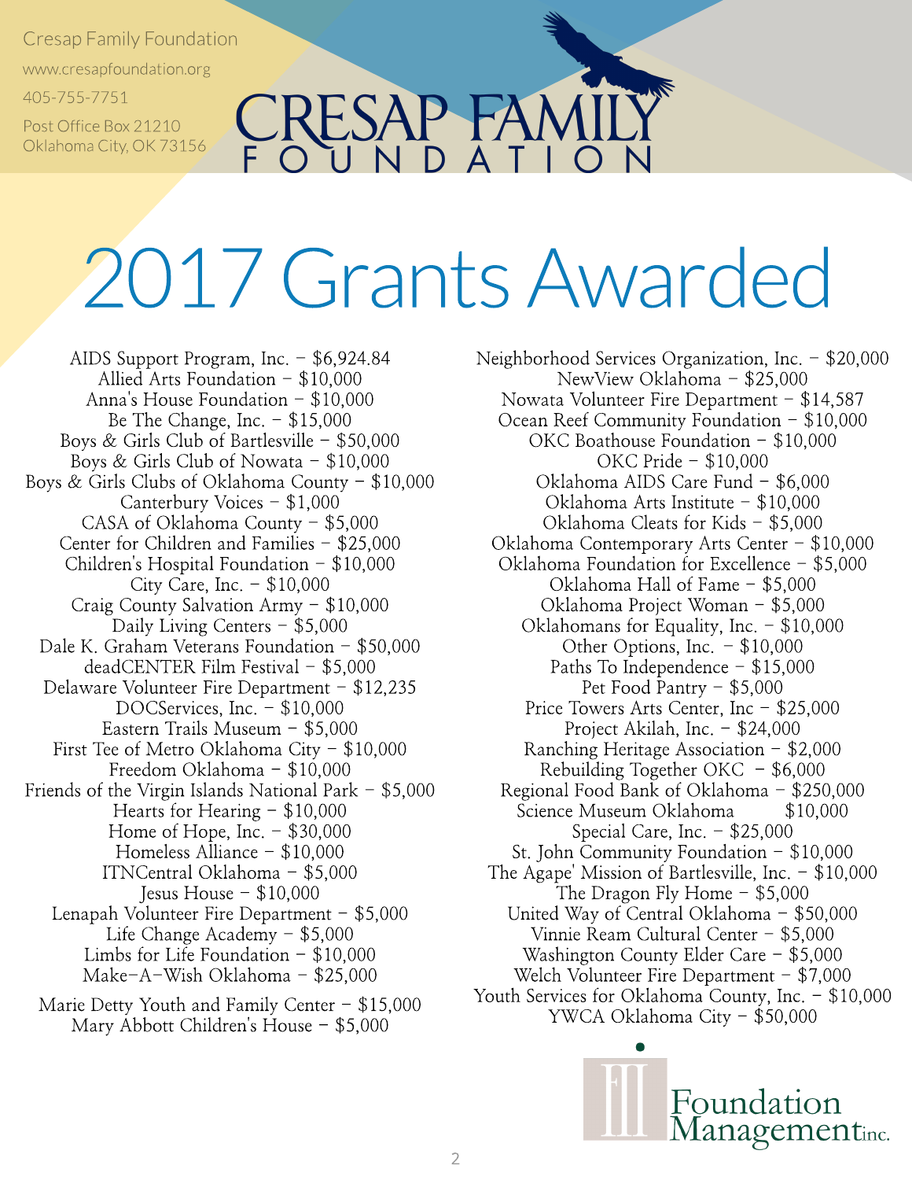Cresap Family Foundation

www.cresapfoundation.org

405-755-7751

Post Office Box 21210
Oklahoma City, OK 73156

CRESAP FAMILY FOUNDATION

# 2017 Grants Awarded

AIDS Support Program, Inc. – $6,924.84
Allied Arts Foundation – $10,000
Anna's House Foundation – $10,000
Be The Change, Inc. – $15,000
Boys & Girls Club of Bartlesville – $50,000
Boys & Girls Club of Nowata – $10,000
Boys & Girls Clubs of Oklahoma County – $10,000
Canterbury Voices – $1,000
CASA of Oklahoma County – $5,000
Center for Children and Families – $25,000
Children's Hospital Foundation – $10,000
City Care, Inc. – $10,000
Craig County Salvation Army – $10,000
Daily Living Centers – $5,000
Dale K. Graham Veterans Foundation – $50,000
deadCENTER Film Festival – $5,000
Delaware Volunteer Fire Department – $12,235
DOCServices, Inc. – $10,000
Eastern Trails Museum – $5,000
First Tee of Metro Oklahoma City – $10,000
Freedom Oklahoma – $10,000
Friends of the Virgin Islands National Park – $5,000
Hearts for Hearing – $10,000
Home of Hope, Inc. – $30,000
Homeless Alliance – $10,000
ITNCentral Oklahoma – $5,000
Jesus House – $10,000
Lenapah Volunteer Fire Department – $5,000
Life Change Academy – $5,000
Limbs for Life Foundation – $10,000
Make-A-Wish Oklahoma – $25,000
Marie Detty Youth and Family Center – $15,000
Mary Abbott Children's House – $5,000
Neighborhood Services Organization, Inc. – $20,000
NewView Oklahoma – $25,000
Nowata Volunteer Fire Department – $14,587
Ocean Reef Community Foundation – $10,000
OKC Boathouse Foundation – $10,000
OKC Pride – $10,000
Oklahoma AIDS Care Fund – $6,000
Oklahoma Arts Institute – $10,000
Oklahoma Cleats for Kids – $5,000
Oklahoma Contemporary Arts Center – $10,000
Oklahoma Foundation for Excellence – $5,000
Oklahoma Hall of Fame – $5,000
Oklahoma Project Woman – $5,000
Oklahomans for Equality, Inc. – $10,000
Other Options, Inc. – $10,000
Paths To Independence – $15,000
Pet Food Pantry – $5,000
Price Towers Arts Center, Inc – $25,000
Project Akilah, Inc. – $24,000
Ranching Heritage Association – $2,000
Rebuilding Together OKC – $6,000
Regional Food Bank of Oklahoma – $250,000
Science Museum Oklahoma $10,000
Special Care, Inc. – $25,000
St. John Community Foundation – $10,000
The Agape' Mission of Bartlesville, Inc. – $10,000
The Dragon Fly Home – $5,000
United Way of Central Oklahoma – $50,000
Vinnie Ream Cultural Center – $5,000
Washington County Elder Care – $5,000
Welch Volunteer Fire Department – $7,000
Youth Services for Oklahoma County, Inc. – $10,000
YWCA Oklahoma City – $50,000

Foundation Management Inc.